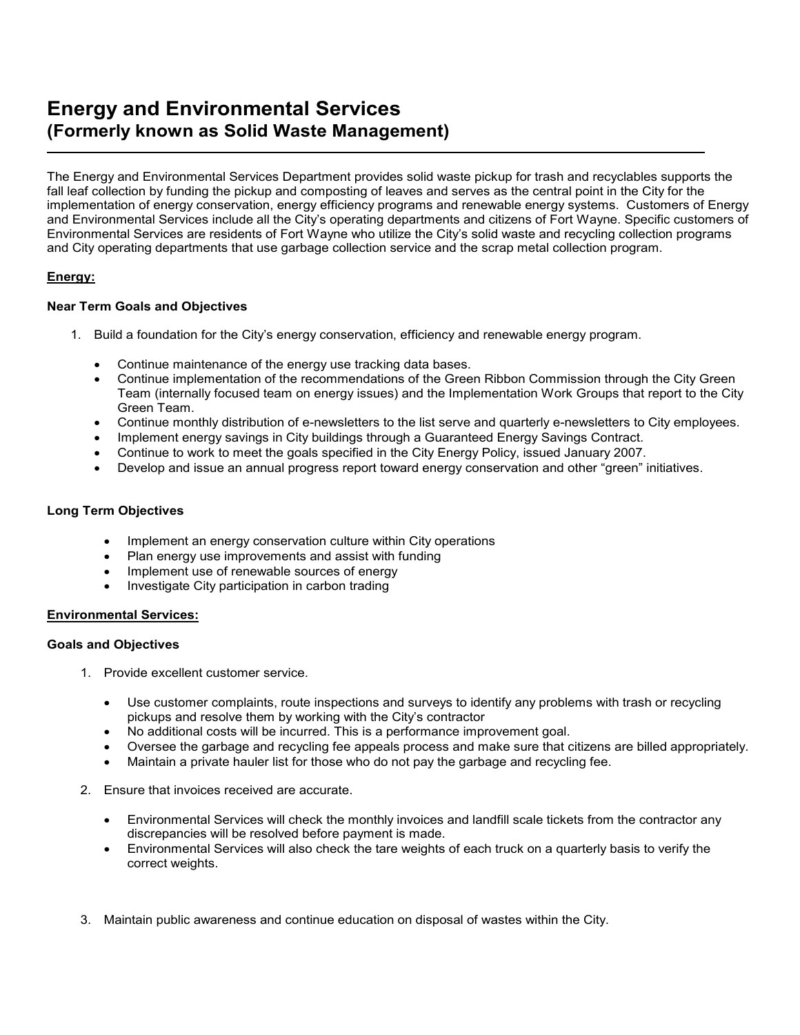# Energy and Environmental Services
## (Formerly known as Solid Waste Management)

---

The Energy and Environmental Services Department provides solid waste pickup for trash and recyclables supports the fall leaf collection by funding the pickup and composting of leaves and serves as the central point in the City for the implementation of energy conservation, energy efficiency programs and renewable energy systems. Customers of Energy and Environmental Services include all the City's operating departments and citizens of Fort Wayne. Specific customers of Environmental Services are residents of Fort Wayne who utilize the City's solid waste and recycling collection programs and City operating departments that use garbage collection service and the scrap metal collection program.

**<u>Energy:</u>**

**Near Term Goals and Objectives**

1. Build a foundation for the City's energy conservation, efficiency and renewable energy program.

   - Continue maintenance of the energy use tracking data bases.
   - Continue implementation of the recommendations of the Green Ribbon Commission through the City Green Team (internally focused team on energy issues) and the Implementation Work Groups that report to the City Green Team.
   - Continue monthly distribution of e-newsletters to the list serve and quarterly e-newsletters to City employees.
   - Implement energy savings in City buildings through a Guaranteed Energy Savings Contract.
   - Continue to work to meet the goals specified in the City Energy Policy, issued January 2007.
   - Develop and issue an annual progress report toward energy conservation and other "green" initiatives.

**Long Term Objectives**

- Implement an energy conservation culture within City operations
- Plan energy use improvements and assist with funding
- Implement use of renewable sources of energy
- Investigate City participation in carbon trading

**<u>Environmental Services:</u>**

**Goals and Objectives**

1. Provide excellent customer service.

   - Use customer complaints, route inspections and surveys to identify any problems with trash or recycling pickups and resolve them by working with the City's contractor
   - No additional costs will be incurred. This is a performance improvement goal.
   - Oversee the garbage and recycling fee appeals process and make sure that citizens are billed appropriately.
   - Maintain a private hauler list for those who do not pay the garbage and recycling fee.

2. Ensure that invoices received are accurate.

   - Environmental Services will check the monthly invoices and landfill scale tickets from the contractor any discrepancies will be resolved before payment is made.
   - Environmental Services will also check the tare weights of each truck on a quarterly basis to verify the correct weights.

3. Maintain public awareness and continue education on disposal of wastes within the City.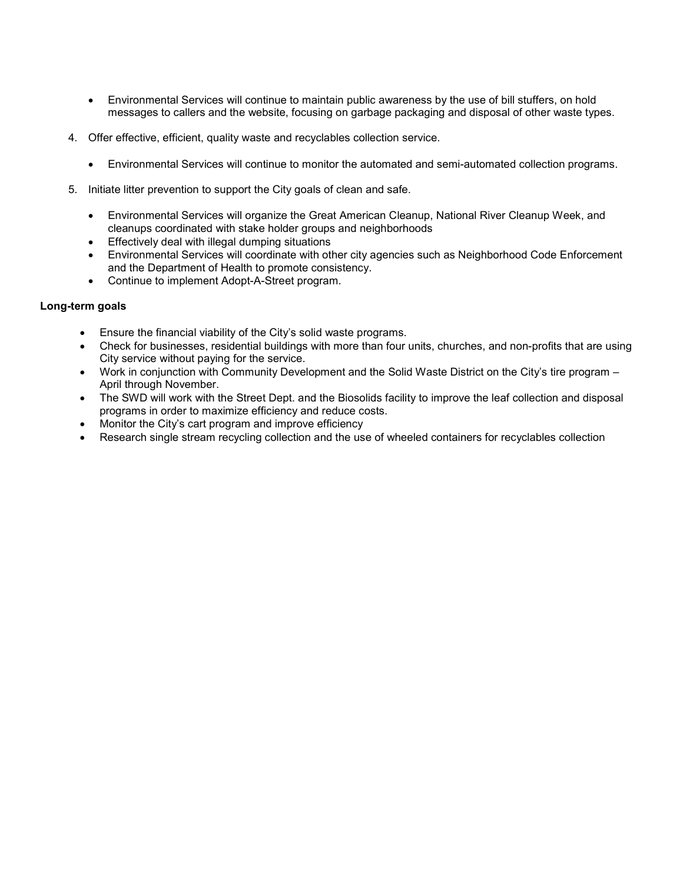- Environmental Services will continue to maintain public awareness by the use of bill stuffers, on hold messages to callers and the website, focusing on garbage packaging and disposal of other waste types.

4. Offer effective, efficient, quality waste and recyclables collection service.

    - Environmental Services will continue to monitor the automated and semi-automated collection programs.

5. Initiate litter prevention to support the City goals of clean and safe.

    - Environmental Services will organize the Great American Cleanup, National River Cleanup Week, and cleanups coordinated with stake holder groups and neighborhoods
    - Effectively deal with illegal dumping situations
    - Environmental Services will coordinate with other city agencies such as Neighborhood Code Enforcement and the Department of Health to promote consistency.
    - Continue to implement Adopt-A-Street program.

**Long-term goals**

- Ensure the financial viability of the City's solid waste programs.
- Check for businesses, residential buildings with more than four units, churches, and non-profits that are using City service without paying for the service.
- Work in conjunction with Community Development and the Solid Waste District on the City's tire program – April through November.
- The SWD will work with the Street Dept. and the Biosolids facility to improve the leaf collection and disposal programs in order to maximize efficiency and reduce costs.
- Monitor the City's cart program and improve efficiency
- Research single stream recycling collection and the use of wheeled containers for recyclables collection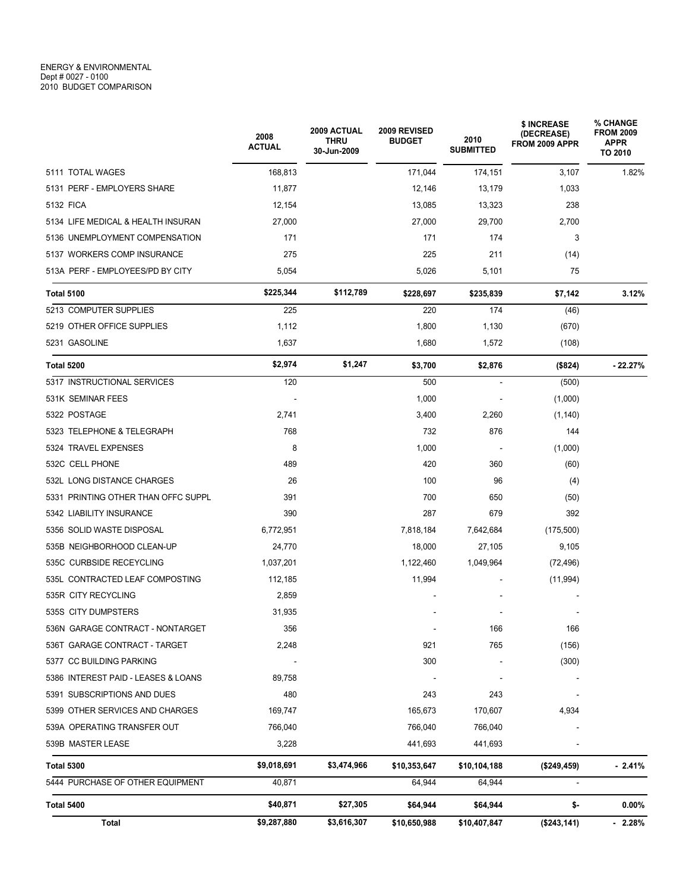ENERGY & ENVIRONMENTAL
Dept # 0027 - 0100
2010 BUDGET COMPARISON

| | 2008 ACTUAL | 2009 ACTUAL THRU 30-Jun-2009 | 2009 REVISED BUDGET | 2010 SUBMITTED | $ INCREASE (DECREASE) FROM 2009 APPR | % CHANGE FROM 2009 APPR TO 2010 |
|---|---|---|---|---|---|---|
| 5111 TOTAL WAGES | 168,813 | | 171,044 | 174,151 | 3,107 | 1.82% |
| 5131 PERF - EMPLOYERS SHARE | 11,877 | | 12,146 | 13,179 | 1,033 | |
| 5132 FICA | 12,154 | | 13,085 | 13,323 | 238 | |
| 5134 LIFE MEDICAL & HEALTH INSURAN | 27,000 | | 27,000 | 29,700 | 2,700 | |
| 5136 UNEMPLOYMENT COMPENSATION | 171 | | 171 | 174 | 3 | |
| 5137 WORKERS COMP INSURANCE | 275 | | 225 | 211 | (14) | |
| 513A PERF - EMPLOYEES/PD BY CITY | 5,054 | | 5,026 | 5,101 | 75 | |
| **Total 5100** | **$225,344** | **$112,789** | **$228,697** | **$235,839** | **$7,142** | **3.12%** |
| 5213 COMPUTER SUPPLIES | 225 | | 220 | 174 | (46) | |
| 5219 OTHER OFFICE SUPPLIES | 1,112 | | 1,800 | 1,130 | (670) | |
| 5231 GASOLINE | 1,637 | | 1,680 | 1,572 | (108) | |
| **Total 5200** | **$2,974** | **$1,247** | **$3,700** | **$2,876** | **($824)** | **- 22.27%** |
| 5317 INSTRUCTIONAL SERVICES | 120 | | 500 | - | (500) | |
| 531K SEMINAR FEES | - | | 1,000 | - | (1,000) | |
| 5322 POSTAGE | 2,741 | | 3,400 | 2,260 | (1,140) | |
| 5323 TELEPHONE & TELEGRAPH | 768 | | 732 | 876 | 144 | |
| 5324 TRAVEL EXPENSES | 8 | | 1,000 | - | (1,000) | |
| 532C CELL PHONE | 489 | | 420 | 360 | (60) | |
| 532L LONG DISTANCE CHARGES | 26 | | 100 | 96 | (4) | |
| 5331 PRINTING OTHER THAN OFFC SUPPL | 391 | | 700 | 650 | (50) | |
| 5342 LIABILITY INSURANCE | 390 | | 287 | 679 | 392 | |
| 5356 SOLID WASTE DISPOSAL | 6,772,951 | | 7,818,184 | 7,642,684 | (175,500) | |
| 535B NEIGHBORHOOD CLEAN-UP | 24,770 | | 18,000 | 27,105 | 9,105 | |
| 535C CURBSIDE RECEYCLING | 1,037,201 | | 1,122,460 | 1,049,964 | (72,496) | |
| 535L CONTRACTED LEAF COMPOSTING | 112,185 | | 11,994 | - | (11,994) | |
| 535R CITY RECYCLING | 2,859 | | - | - | - | |
| 535S CITY DUMPSTERS | 31,935 | | - | - | - | |
| 536N GARAGE CONTRACT - NONTARGET | 356 | | - | 166 | 166 | |
| 536T GARAGE CONTRACT - TARGET | 2,248 | | 921 | 765 | (156) | |
| 5377 CC BUILDING PARKING | - | | 300 | - | (300) | |
| 5386 INTEREST PAID - LEASES & LOANS | 89,758 | | - | - | - | |
| 5391 SUBSCRIPTIONS AND DUES | 480 | | 243 | 243 | - | |
| 5399 OTHER SERVICES AND CHARGES | 169,747 | | 165,673 | 170,607 | 4,934 | |
| 539A OPERATING TRANSFER OUT | 766,040 | | 766,040 | 766,040 | - | |
| 539B MASTER LEASE | 3,228 | | 441,693 | 441,693 | - | |
| **Total 5300** | **$9,018,691** | **$3,474,966** | **$10,353,647** | **$10,104,188** | **($249,459)** | **- 2.41%** |
| 5444 PURCHASE OF OTHER EQUIPMENT | 40,871 | | 64,944 | 64,944 | - | |
| **Total 5400** | **$40,871** | **$27,305** | **$64,944** | **$64,944** | **$-** | **0.00%** |
| **Total** | **$9,287,880** | **$3,616,307** | **$10,650,988** | **$10,407,847** | **($243,141)** | **- 2.28%** |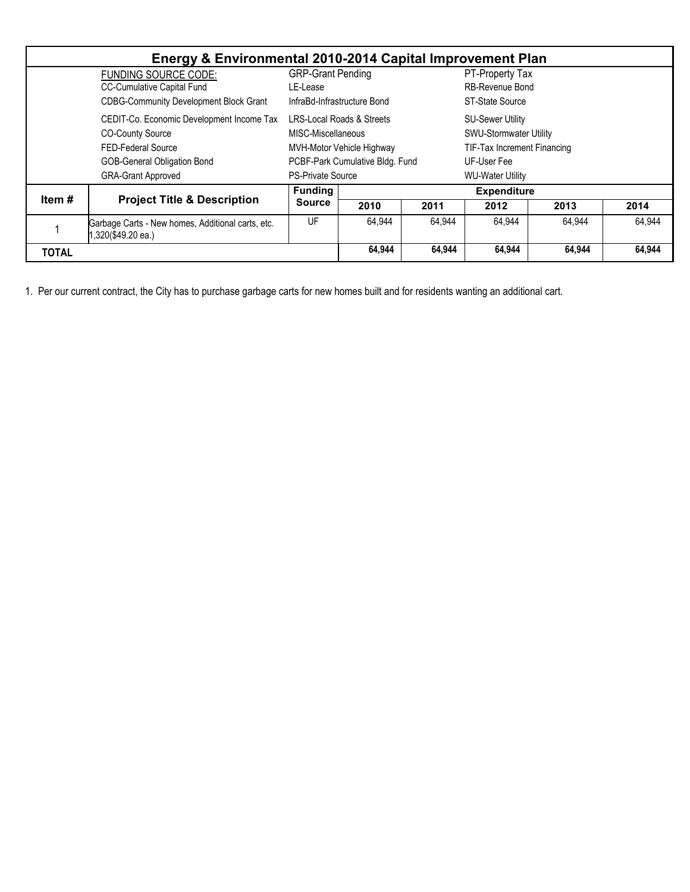# Energy & Environmental 2010-2014 Capital Improvement Plan

| FUNDING SOURCE CODE: | | |
|---|---|---|
| CC-Cumulative Capital Fund | GRP-Grant Pending | PT-Property Tax |
| CDBG-Community Development Block Grant | LE-Lease | RB-Revenue Bond |
| CEDIT-Co. Economic Development Income Tax | InfraBd-Infrastructure Bond | ST-State Source |
| CO-County Source | LRS-Local Roads & Streets | SU-Sewer Utility |
| FED-Federal Source | MISC-Miscellaneous | SWU-Stormwater Utility |
| GOB-General Obligation Bond | MVH-Motor Vehicle Highway | TIF-Tax Increment Financing |
| GRA-Grant Approved | PCBF-Park Cumulative Bldg. Fund | UF-User Fee |
| | PS-Private Source | WU-Water Utility |

| Item # | Project Title & Description | Funding Source | Expenditure | | | | |
|---|---|---|---|---|---|---|---|
| | | | 2010 | 2011 | 2012 | 2013 | 2014 |
| 1 | Garbage Carts - New homes, Additional carts, etc. 1,320($49.20 ea.) | UF | 64,944 | 64,944 | 64,944 | 64,944 | 64,944 |
| **TOTAL** | | | **64,944** | **64,944** | **64,944** | **64,944** | **64,944** |

1. Per our current contract, the City has to purchase garbage carts for new homes built and for residents wanting an additional cart.